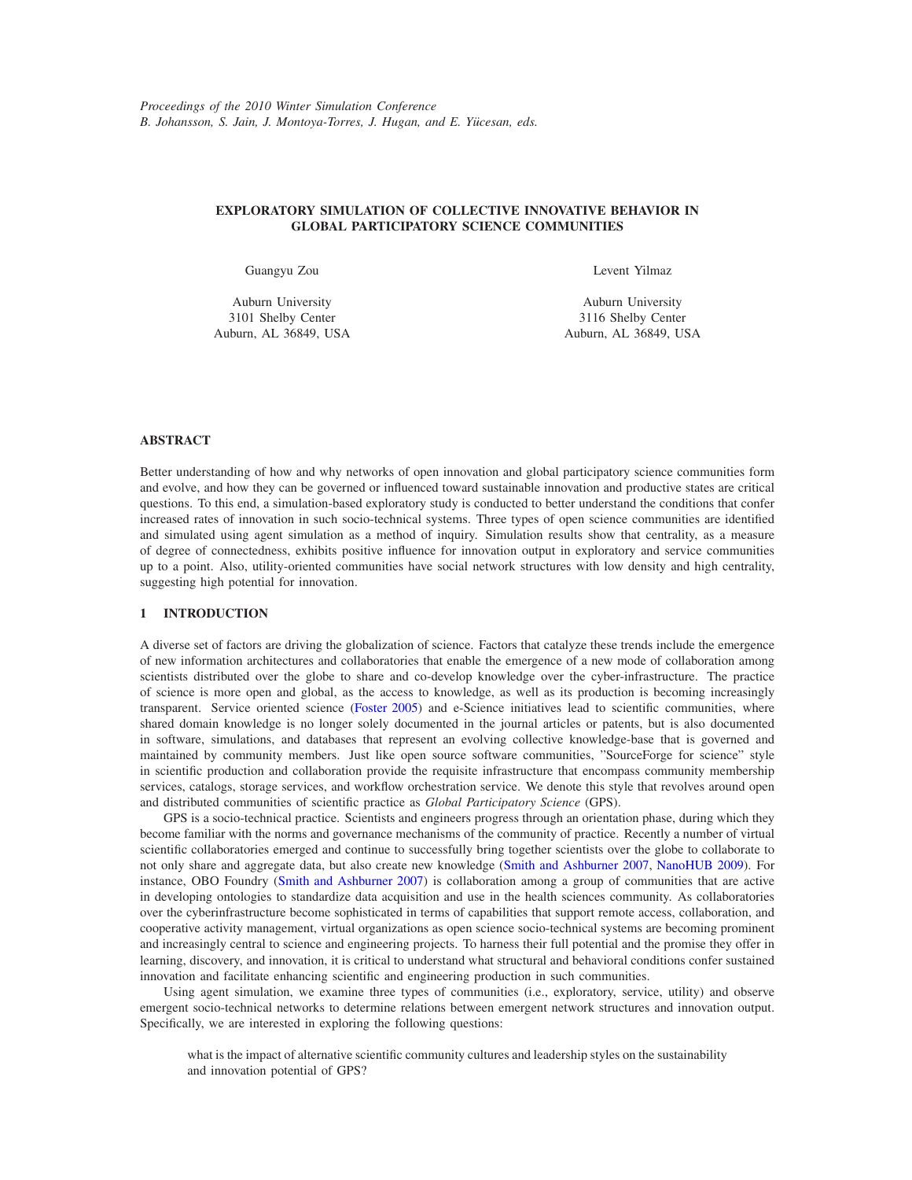Proceedings of the 2010 Winter Simulation Conference
B. Johansson, S. Jain, J. Montoya-Torres, J. Hugan, and E. Yücesan, eds.

# EXPLORATORY SIMULATION OF COLLECTIVE INNOVATIVE BEHAVIOR IN GLOBAL PARTICIPATORY SCIENCE COMMUNITIES

Guangyu Zou

Auburn University
3101 Shelby Center
Auburn, AL 36849, USA

Levent Yilmaz

Auburn University
3116 Shelby Center
Auburn, AL 36849, USA

## ABSTRACT

Better understanding of how and why networks of open innovation and global participatory science communities form and evolve, and how they can be governed or influenced toward sustainable innovation and productive states are critical questions. To this end, a simulation-based exploratory study is conducted to better understand the conditions that confer increased rates of innovation in such socio-technical systems. Three types of open science communities are identified and simulated using agent simulation as a method of inquiry. Simulation results show that centrality, as a measure of degree of connectedness, exhibits positive influence for innovation output in exploratory and service communities up to a point. Also, utility-oriented communities have social network structures with low density and high centrality, suggesting high potential for innovation.

## 1 INTRODUCTION

A diverse set of factors are driving the globalization of science. Factors that catalyze these trends include the emergence of new information architectures and collaboratories that enable the emergence of a new mode of collaboration among scientists distributed over the globe to share and co-develop knowledge over the cyber-infrastructure. The practice of science is more open and global, as the access to knowledge, as well as its production is becoming increasingly transparent. Service oriented science (Foster 2005) and e-Science initiatives lead to scientific communities, where shared domain knowledge is no longer solely documented in the journal articles or patents, but is also documented in software, simulations, and databases that represent an evolving collective knowledge-base that is governed and maintained by community members. Just like open source software communities, "SourceForge for science" style in scientific production and collaboration provide the requisite infrastructure that encompass community membership services, catalogs, storage services, and workflow orchestration service. We denote this style that revolves around open and distributed communities of scientific practice as *Global Participatory Science* (GPS).

GPS is a socio-technical practice. Scientists and engineers progress through an orientation phase, during which they become familiar with the norms and governance mechanisms of the community of practice. Recently a number of virtual scientific collaboratories emerged and continue to successfully bring together scientists over the globe to collaborate to not only share and aggregate data, but also create new knowledge (Smith and Ashburner 2007, NanoHUB 2009). For instance, OBO Foundry (Smith and Ashburner 2007) is collaboration among a group of communities that are active in developing ontologies to standardize data acquisition and use in the health sciences community. As collaboratories over the cyberinfrastructure become sophisticated in terms of capabilities that support remote access, collaboration, and cooperative activity management, virtual organizations as open science socio-technical systems are becoming prominent and increasingly central to science and engineering projects. To harness their full potential and the promise they offer in learning, discovery, and innovation, it is critical to understand what structural and behavioral conditions confer sustained innovation and facilitate enhancing scientific and engineering production in such communities.

Using agent simulation, we examine three types of communities (i.e., exploratory, service, utility) and observe emergent socio-technical networks to determine relations between emergent network structures and innovation output. Specifically, we are interested in exploring the following questions:

> what is the impact of alternative scientific community cultures and leadership styles on the sustainability and innovation potential of GPS?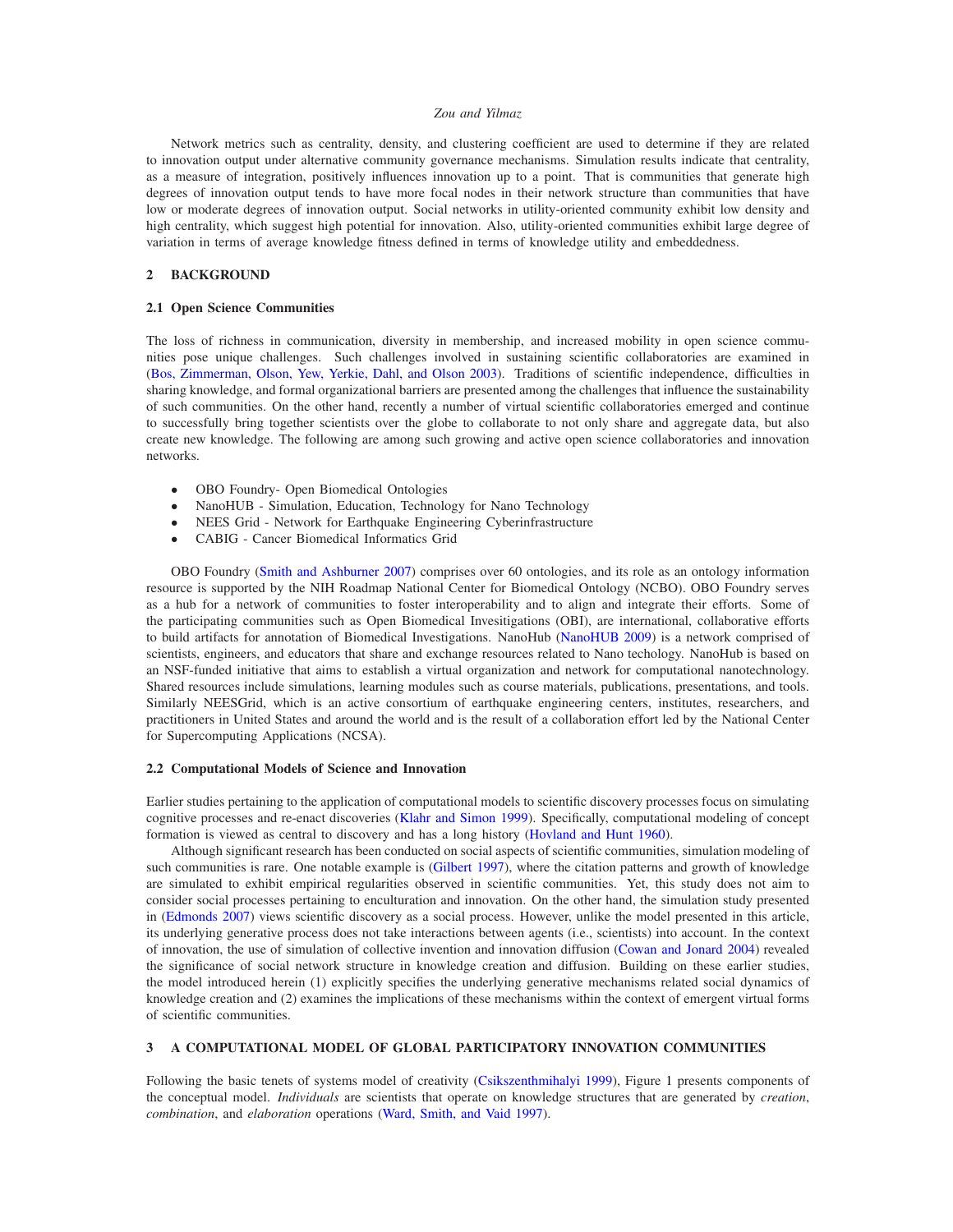Network metrics such as centrality, density, and clustering coefficient are used to determine if they are related to innovation output under alternative community governance mechanisms. Simulation results indicate that centrality, as a measure of integration, positively influences innovation up to a point. That is communities that generate high degrees of innovation output tends to have more focal nodes in their network structure than communities that have low or moderate degrees of innovation output. Social networks in utility-oriented community exhibit low density and high centrality, which suggest high potential for innovation. Also, utility-oriented communities exhibit large degree of variation in terms of average knowledge fitness defined in terms of knowledge utility and embeddedness.

## 2 BACKGROUND

### 2.1 Open Science Communities

The loss of richness in communication, diversity in membership, and increased mobility in open science communities pose unique challenges. Such challenges involved in sustaining scientific collaboratories are examined in (Bos, Zimmerman, Olson, Yew, Yerkie, Dahl, and Olson 2003). Traditions of scientific independence, difficulties in sharing knowledge, and formal organizational barriers are presented among the challenges that influence the sustainability of such communities. On the other hand, recently a number of virtual scientific collaboratories emerged and continue to successfully bring together scientists over the globe to collaborate to not only share and aggregate data, but also create new knowledge. The following are among such growing and active open science collaboratories and innovation networks.

- OBO Foundry- Open Biomedical Ontologies
- NanoHUB - Simulation, Education, Technology for Nano Technology
- NEES Grid - Network for Earthquake Engineering Cyberinfrastructure
- CABIG - Cancer Biomedical Informatics Grid

OBO Foundry (Smith and Ashburner 2007) comprises over 60 ontologies, and its role as an ontology information resource is supported by the NIH Roadmap National Center for Biomedical Ontology (NCBO). OBO Foundry serves as a hub for a network of communities to foster interoperability and to align and integrate their efforts. Some of the participating communities such as Open Biomedical Invesitigations (OBI), are international, collaborative efforts to build artifacts for annotation of Biomedical Investigations. NanoHub (NanoHUB 2009) is a network comprised of scientists, engineers, and educators that share and exchange resources related to Nano techology. NanoHub is based on an NSF-funded initiative that aims to establish a virtual organization and network for computational nanotechnology. Shared resources include simulations, learning modules such as course materials, publications, presentations, and tools. Similarly NEESGrid, which is an active consortium of earthquake engineering centers, institutes, researchers, and practitioners in United States and around the world and is the result of a collaboration effort led by the National Center for Supercomputing Applications (NCSA).

### 2.2 Computational Models of Science and Innovation

Earlier studies pertaining to the application of computational models to scientific discovery processes focus on simulating cognitive processes and re-enact discoveries (Klahr and Simon 1999). Specifically, computational modeling of concept formation is viewed as central to discovery and has a long history (Hovland and Hunt 1960).

Although significant research has been conducted on social aspects of scientific communities, simulation modeling of such communities is rare. One notable example is (Gilbert 1997), where the citation patterns and growth of knowledge are simulated to exhibit empirical regularities observed in scientific communities. Yet, this study does not aim to consider social processes pertaining to enculturation and innovation. On the other hand, the simulation study presented in (Edmonds 2007) views scientific discovery as a social process. However, unlike the model presented in this article, its underlying generative process does not take interactions between agents (i.e., scientists) into account. In the context of innovation, the use of simulation of collective invention and innovation diffusion (Cowan and Jonard 2004) revealed the significance of social network structure in knowledge creation and diffusion. Building on these earlier studies, the model introduced herein (1) explicitly specifies the underlying generative mechanisms related social dynamics of knowledge creation and (2) examines the implications of these mechanisms within the context of emergent virtual forms of scientific communities.

## 3 A COMPUTATIONAL MODEL OF GLOBAL PARTICIPATORY INNOVATION COMMUNITIES

Following the basic tenets of systems model of creativity (Csikszenthmihalyi 1999), Figure 1 presents components of the conceptual model. *Individuals* are scientists that operate on knowledge structures that are generated by *creation*, *combination*, and *elaboration* operations (Ward, Smith, and Vaid 1997).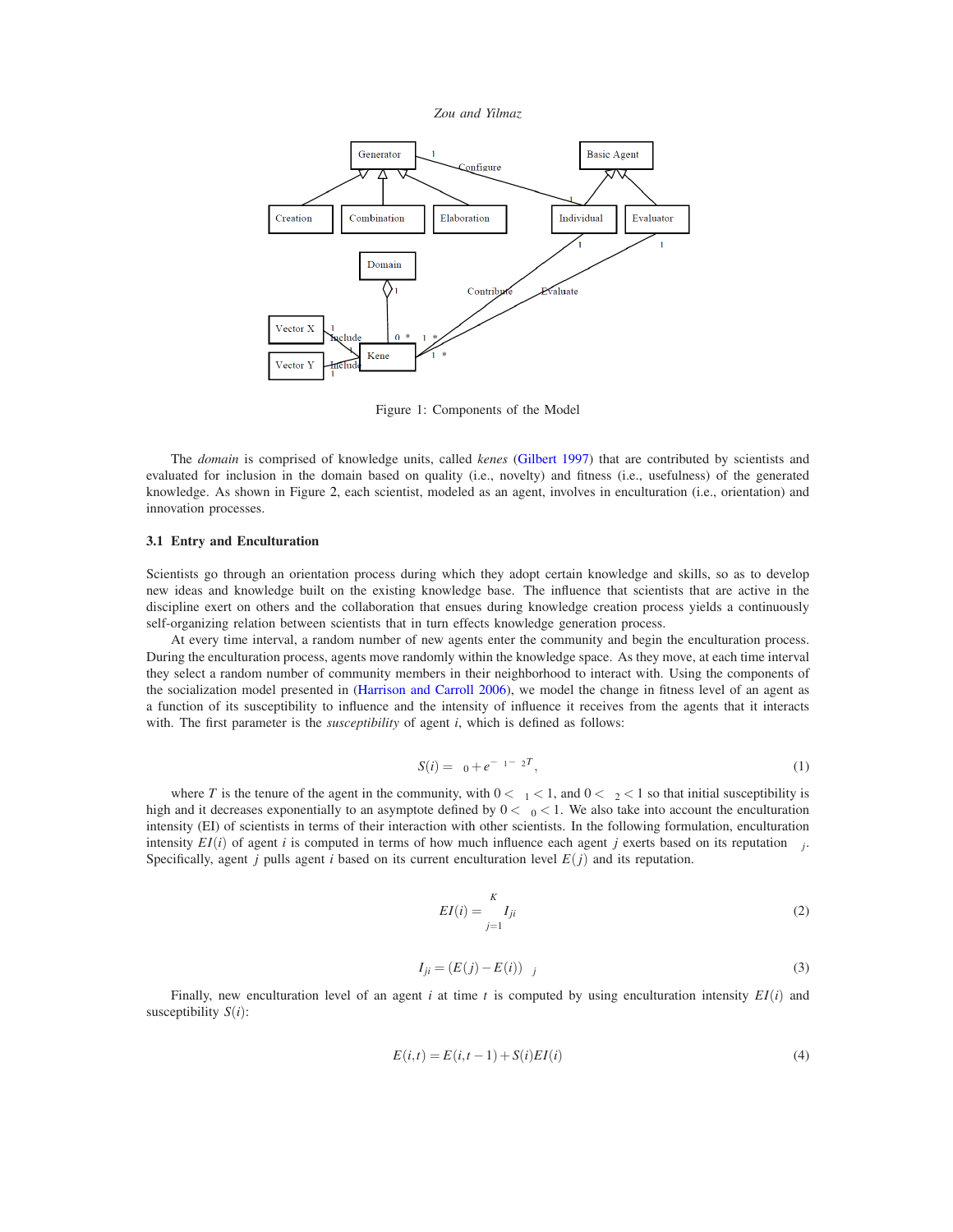Figure 1: Components of the Model

The *domain* is comprised of knowledge units, called *kenes* (Gilbert 1997) that are contributed by scientists and evaluated for inclusion in the domain based on quality (i.e., novelty) and fitness (i.e., usefulness) of the generated knowledge. As shown in Figure 2, each scientist, modeled as an agent, involves in enculturation (i.e., orientation) and innovation processes.

### 3.1 Entry and Enculturation

Scientists go through an orientation process during which they adopt certain knowledge and skills, so as to develop new ideas and knowledge built on the existing knowledge base. The influence that scientists that are active in the discipline exert on others and the collaboration that ensues during knowledge creation process yields a continuously self-organizing relation between scientists that in turn effects knowledge generation process.

At every time interval, a random number of new agents enter the community and begin the enculturation process. During the enculturation process, agents move randomly within the knowledge space. As they move, at each time interval they select a random number of community members in their neighborhood to interact with. Using the components of the socialization model presented in (Harrison and Carroll 2006), we model the change in fitness level of an agent as a function of its susceptibility to influence and the intensity of influence it receives from the agents that it interacts with. The first parameter is the *susceptibility* of agent $i$, which is defined as follows:

$$S(i) = {}_0 + e^{- {}_1 - {}_2 T}, \tag{1}$$

where $T$ is the tenure of the agent in the community, with $0 < {}_1 < 1$, and $0 < {}_2 < 1$ so that initial susceptibility is high and it decreases exponentially to an asymptote defined by $0 < {}_0 < 1$. We also take into account the enculturation intensity (EI) of scientists in terms of their interaction with other scientists. In the following formulation, enculturation intensity $EI(i)$ of agent $i$ is computed in terms of how much influence each agent $j$ exerts based on its reputation ${}_j$. Specifically, agent $j$ pulls agent $i$ based on its current enculturation level $E(j)$ and its reputation.

$$EI(i) = \sum_{j=1}^{K} I_{ji} \tag{2}$$

$$I_{ji} = (E(j) - E(i))\ {}_j \tag{3}$$

Finally, new enculturation level of an agent $i$ at time $t$ is computed by using enculturation intensity $EI(i)$ and susceptibility $S(i)$:

$$E(i,t) = E(i,t-1) + S(i)EI(i) \tag{4}$$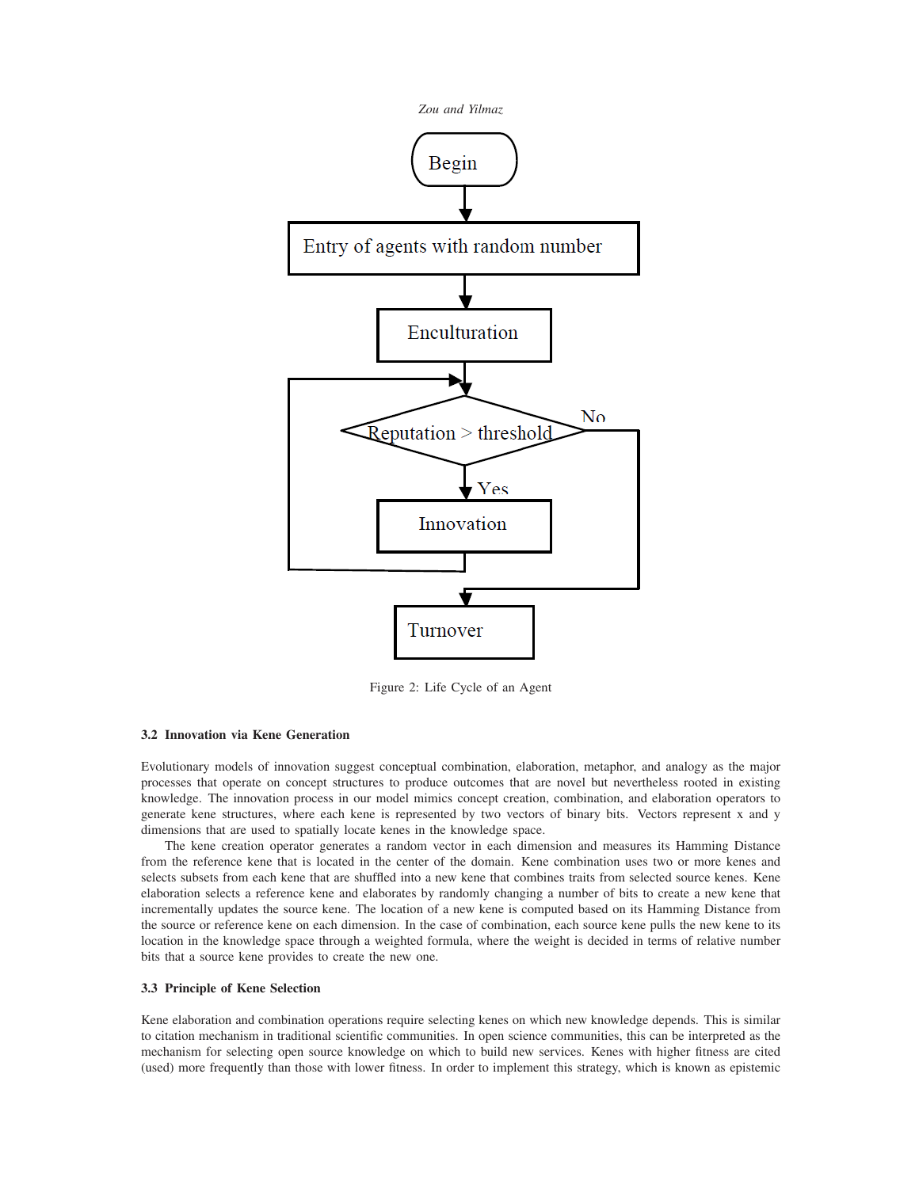Begin

Entry of agents with random number

Enculturation

Reputation > threshold

No

Yes

Innovation

Turnover

Figure 2: Life Cycle of an Agent

### 3.2 Innovation via Kene Generation

Evolutionary models of innovation suggest conceptual combination, elaboration, metaphor, and analogy as the major processes that operate on concept structures to produce outcomes that are novel but nevertheless rooted in existing knowledge. The innovation process in our model mimics concept creation, combination, and elaboration operators to generate kene structures, where each kene is represented by two vectors of binary bits. Vectors represent x and y dimensions that are used to spatially locate kenes in the knowledge space.

The kene creation operator generates a random vector in each dimension and measures its Hamming Distance from the reference kene that is located in the center of the domain. Kene combination uses two or more kenes and selects subsets from each kene that are shuffled into a new kene that combines traits from selected source kenes. Kene elaboration selects a reference kene and elaborates by randomly changing a number of bits to create a new kene that incrementally updates the source kene. The location of a new kene is computed based on its Hamming Distance from the source or reference kene on each dimension. In the case of combination, each source kene pulls the new kene to its location in the knowledge space through a weighted formula, where the weight is decided in terms of relative number bits that a source kene provides to create the new one.

### 3.3 Principle of Kene Selection

Kene elaboration and combination operations require selecting kenes on which new knowledge depends. This is similar to citation mechanism in traditional scientific communities. In open science communities, this can be interpreted as the mechanism for selecting open source knowledge on which to build new services. Kenes with higher fitness are cited (used) more frequently than those with lower fitness. In order to implement this strategy, which is known as epistemic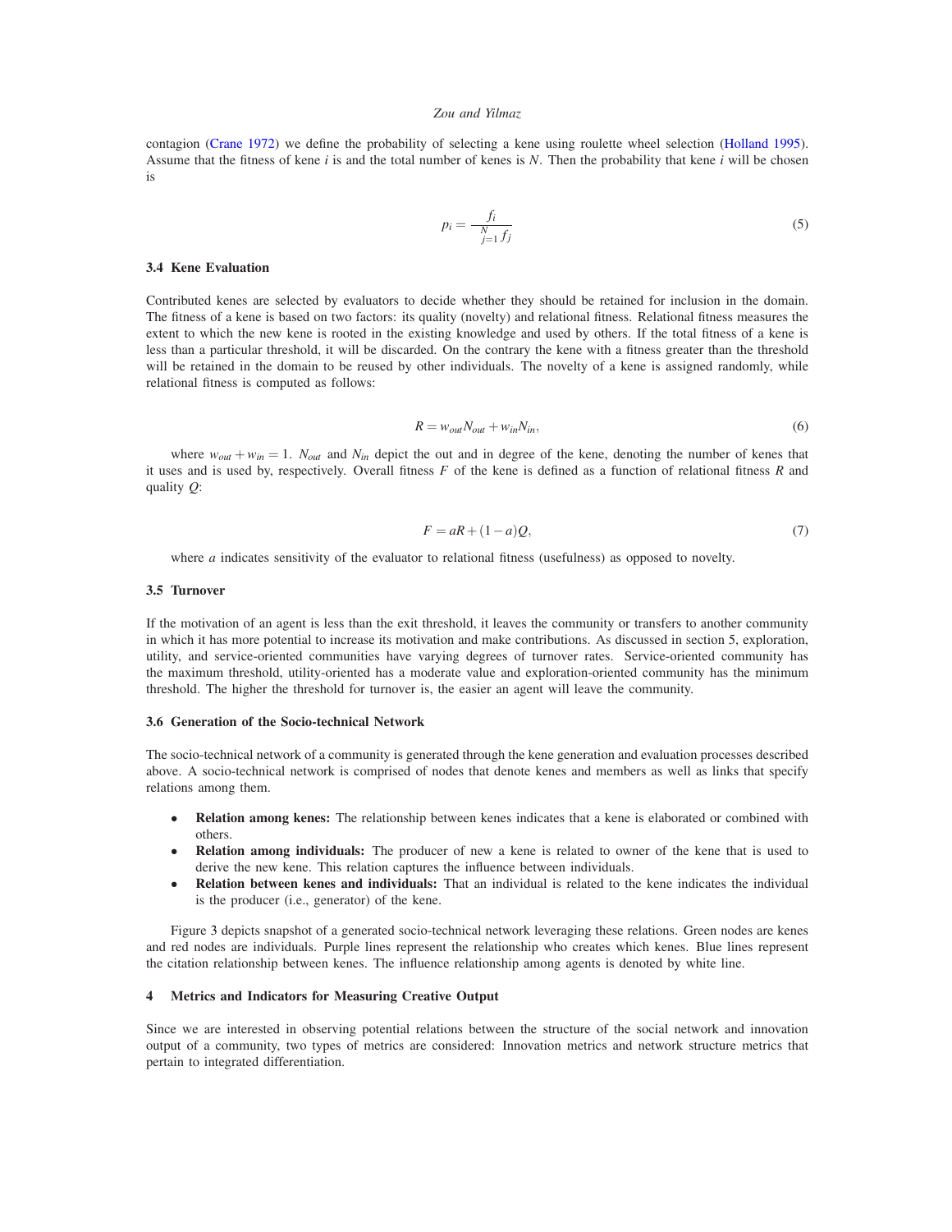contagion (Crane 1972) we define the probability of selecting a kene using roulette wheel selection (Holland 1995). Assume that the fitness of kene $i$ is and the total number of kenes is $N$. Then the probability that kene $i$ will be chosen is

$$p_i = \frac{f_i}{\sum_{j=1}^{N} f_j} \tag{5}$$

### 3.4 Kene Evaluation

Contributed kenes are selected by evaluators to decide whether they should be retained for inclusion in the domain. The fitness of a kene is based on two factors: its quality (novelty) and relational fitness. Relational fitness measures the extent to which the new kene is rooted in the existing knowledge and used by others. If the total fitness of a kene is less than a particular threshold, it will be discarded. On the contrary the kene with a fitness greater than the threshold will be retained in the domain to be reused by other individuals. The novelty of a kene is assigned randomly, while relational fitness is computed as follows:

$$R = w_{out}N_{out} + w_{in}N_{in}, \tag{6}$$

where $w_{out} + w_{in} = 1$. $N_{out}$ and $N_{in}$ depict the out and in degree of the kene, denoting the number of kenes that it uses and is used by, respectively. Overall fitness $F$ of the kene is defined as a function of relational fitness $R$ and quality $Q$:

$$F = aR + (1-a)Q, \tag{7}$$

where $a$ indicates sensitivity of the evaluator to relational fitness (usefulness) as opposed to novelty.

### 3.5 Turnover

If the motivation of an agent is less than the exit threshold, it leaves the community or transfers to another community in which it has more potential to increase its motivation and make contributions. As discussed in section 5, exploration, utility, and service-oriented communities have varying degrees of turnover rates. Service-oriented community has the maximum threshold, utility-oriented has a moderate value and exploration-oriented community has the minimum threshold. The higher the threshold for turnover is, the easier an agent will leave the community.

### 3.6 Generation of the Socio-technical Network

The socio-technical network of a community is generated through the kene generation and evaluation processes described above. A socio-technical network is comprised of nodes that denote kenes and members as well as links that specify relations among them.

- **Relation among kenes:** The relationship between kenes indicates that a kene is elaborated or combined with others.
- **Relation among individuals:** The producer of new a kene is related to owner of the kene that is used to derive the new kene. This relation captures the influence between individuals.
- **Relation between kenes and individuals:** That an individual is related to the kene indicates the individual is the producer (i.e., generator) of the kene.

Figure 3 depicts snapshot of a generated socio-technical network leveraging these relations. Green nodes are kenes and red nodes are individuals. Purple lines represent the relationship who creates which kenes. Blue lines represent the citation relationship between kenes. The influence relationship among agents is denoted by white line.

## 4 Metrics and Indicators for Measuring Creative Output

Since we are interested in observing potential relations between the structure of the social network and innovation output of a community, two types of metrics are considered: Innovation metrics and network structure metrics that pertain to integrated differentiation.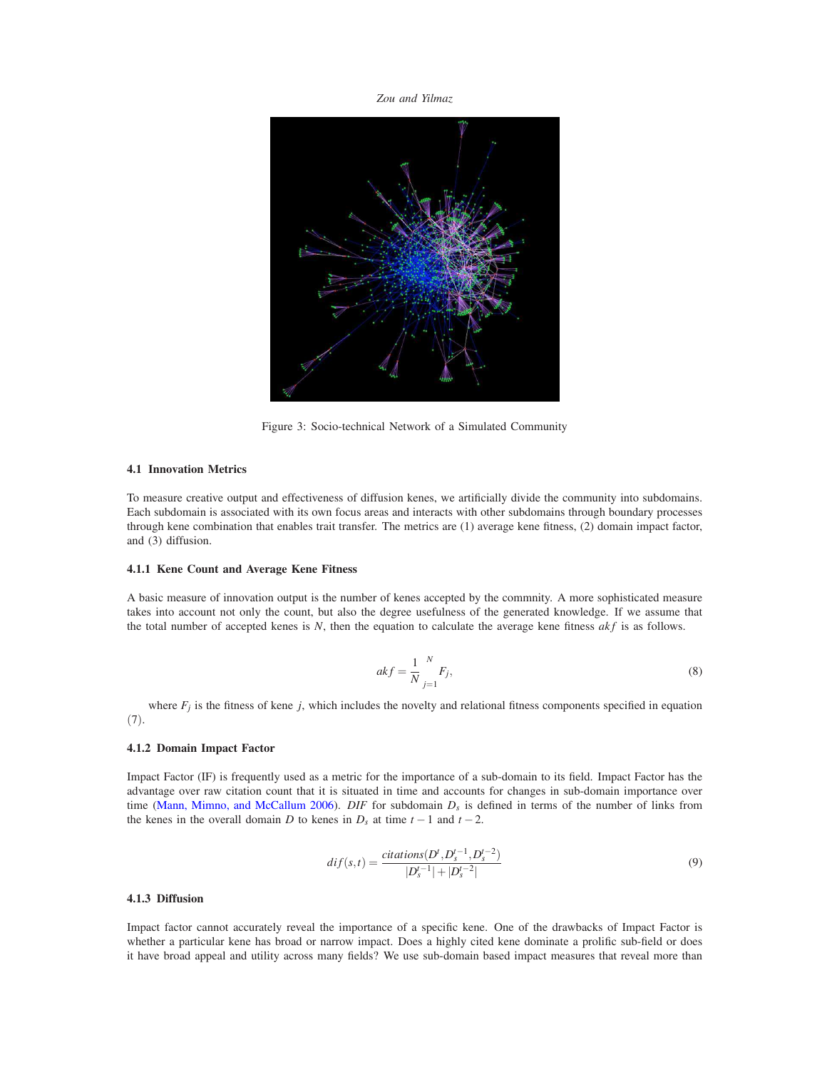Figure 3: Socio-technical Network of a Simulated Community

### 4.1 Innovation Metrics

To measure creative output and effectiveness of diffusion kenes, we artificially divide the community into subdomains. Each subdomain is associated with its own focus areas and interacts with other subdomains through boundary processes through kene combination that enables trait transfer. The metrics are (1) average kene fitness, (2) domain impact factor, and (3) diffusion.

#### 4.1.1 Kene Count and Average Kene Fitness

A basic measure of innovation output is the number of kenes accepted by the commnity. A more sophisticated measure takes into account not only the count, but also the degree usefulness of the generated knowledge. If we assume that the total number of accepted kenes is $N$, then the equation to calculate the average kene fitness $akf$ is as follows.

$$akf = \frac{1}{N} \sum_{j=1}^{N} F_j, \tag{8}$$

where $F_j$ is the fitness of kene $j$, which includes the novelty and relational fitness components specified in equation (7).

#### 4.1.2 Domain Impact Factor

Impact Factor (IF) is frequently used as a metric for the importance of a sub-domain to its field. Impact Factor has the advantage over raw citation count that it is situated in time and accounts for changes in sub-domain importance over time (Mann, Mimno, and McCallum 2006). $DIF$ for subdomain $D_s$ is defined in terms of the number of links from the kenes in the overall domain $D$ to kenes in $D_s$ at time $t-1$ and $t-2$.

$$dif(s,t) = \frac{citations(D^t, D_s^{t-1}, D_s^{t-2})}{|D_s^{t-1}| + |D_s^{t-2}|} \tag{9}$$

#### 4.1.3 Diffusion

Impact factor cannot accurately reveal the importance of a specific kene. One of the drawbacks of Impact Factor is whether a particular kene has broad or narrow impact. Does a highly cited kene dominate a prolific sub-field or does it have broad appeal and utility across many fields? We use sub-domain based impact measures that reveal more than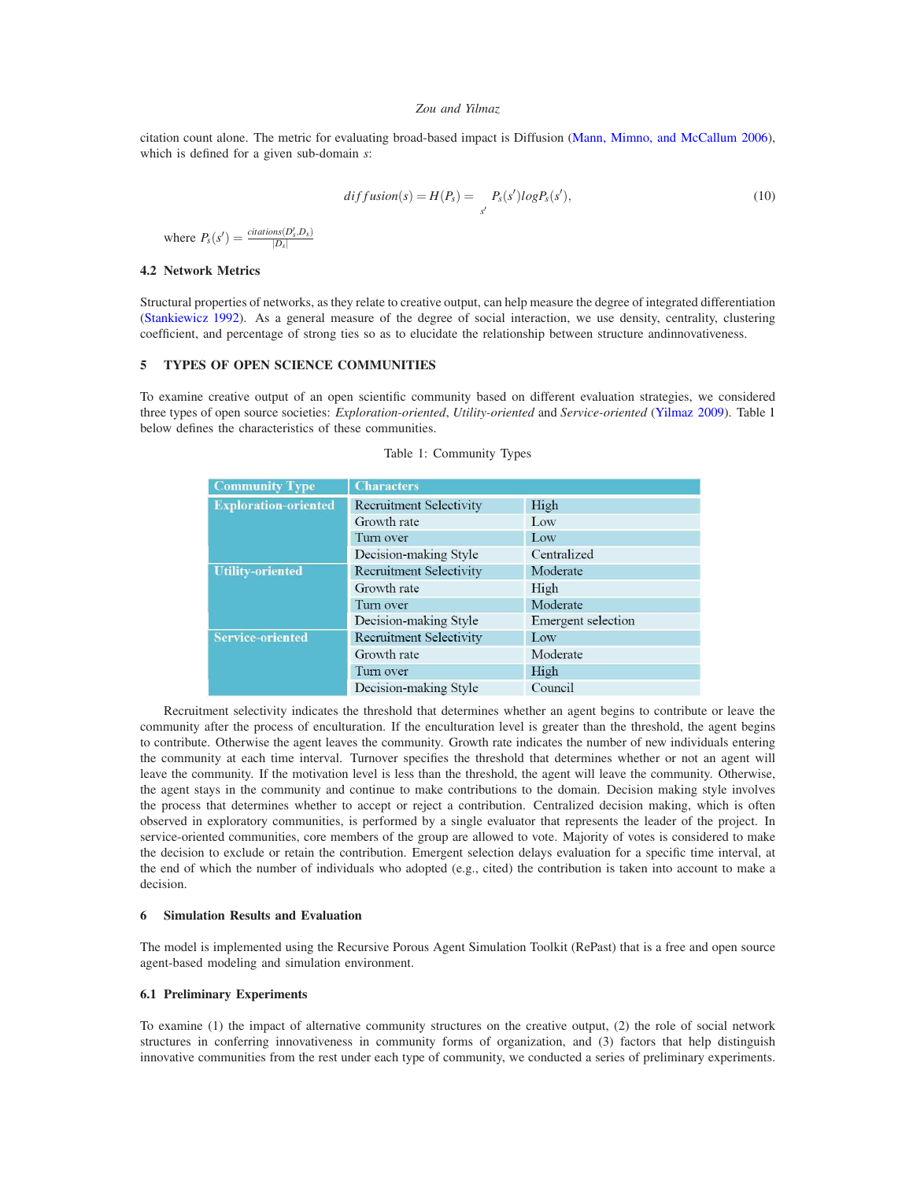citation count alone. The metric for evaluating broad-based impact is Diffusion (Mann, Mimno, and McCallum 2006), which is defined for a given sub-domain $s$:

$$diffusion(s) = H(P_s) = \sum_{s'} P_s(s') log P_s(s'), \tag{10}$$

where $P_s(s') = \frac{citations(D_s', D_s)}{|D_s|}$

### 4.2 Network Metrics

Structural properties of networks, as they relate to creative output, can help measure the degree of integrated differentiation (Stankiewicz 1992). As a general measure of the degree of social interaction, we use density, centrality, clustering coefficient, and percentage of strong ties so as to elucidate the relationship between structure andinnovativeness.

## 5 TYPES OF OPEN SCIENCE COMMUNITIES

To examine creative output of an open scientific community based on different evaluation strategies, we considered three types of open source societies: *Exploration-oriented*, *Utility-oriented* and *Service-oriented* (Yilmaz 2009). Table 1 below defines the characteristics of these communities.

Table 1: Community Types

| Community Type | Characters | |
|---|---|---|
| Exploration-oriented | Recruitment Selectivity | High |
| | Growth rate | Low |
| | Turn over | Low |
| | Decision-making Style | Centralized |
| Utility-oriented | Recruitment Selectivity | Moderate |
| | Growth rate | High |
| | Turn over | Moderate |
| | Decision-making Style | Emergent selection |
| Service-oriented | Recruitment Selectivity | Low |
| | Growth rate | Moderate |
| | Turn over | High |
| | Decision-making Style | Council |

Recruitment selectivity indicates the threshold that determines whether an agent begins to contribute or leave the community after the process of enculturation. If the enculturation level is greater than the threshold, the agent begins to contribute. Otherwise the agent leaves the community. Growth rate indicates the number of new individuals entering the community at each time interval. Turnover specifies the threshold that determines whether or not an agent will leave the community. If the motivation level is less than the threshold, the agent will leave the community. Otherwise, the agent stays in the community and continue to make contributions to the domain. Decision making style involves the process that determines whether to accept or reject a contribution. Centralized decision making, which is often observed in exploratory communities, is performed by a single evaluator that represents the leader of the project. In service-oriented communities, core members of the group are allowed to vote. Majority of votes is considered to make the decision to exclude or retain the contribution. Emergent selection delays evaluation for a specific time interval, at the end of which the number of individuals who adopted (e.g., cited) the contribution is taken into account to make a decision.

## 6 Simulation Results and Evaluation

The model is implemented using the Recursive Porous Agent Simulation Toolkit (RePast) that is a free and open source agent-based modeling and simulation environment.

### 6.1 Preliminary Experiments

To examine (1) the impact of alternative community structures on the creative output, (2) the role of social network structures in conferring innovativeness in community forms of organization, and (3) factors that help distinguish innovative communities from the rest under each type of community, we conducted a series of preliminary experiments.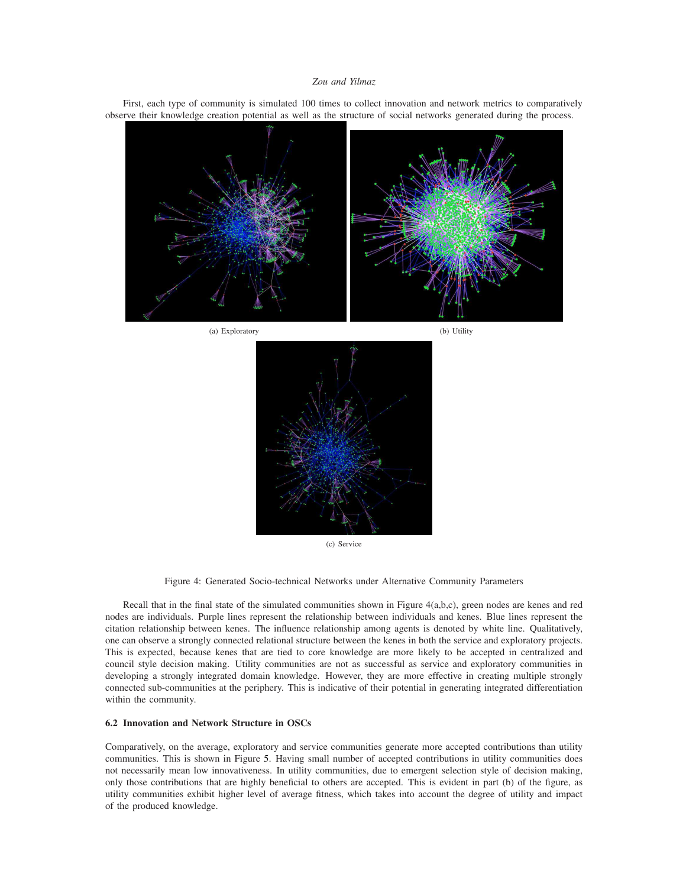First, each type of community is simulated 100 times to collect innovation and network metrics to comparatively observe their knowledge creation potential as well as the structure of social networks generated during the process.

(a) Exploratory

(b) Utility

(c) Service

Figure 4: Generated Socio-technical Networks under Alternative Community Parameters

Recall that in the final state of the simulated communities shown in Figure 4(a,b,c), green nodes are kenes and red nodes are individuals. Purple lines represent the relationship between individuals and kenes. Blue lines represent the citation relationship between kenes. The influence relationship among agents is denoted by white line. Qualitatively, one can observe a strongly connected relational structure between the kenes in both the service and exploratory projects. This is expected, because kenes that are tied to core knowledge are more likely to be accepted in centralized and council style decision making. Utility communities are not as successful as service and exploratory communities in developing a strongly integrated domain knowledge. However, they are more effective in creating multiple strongly connected sub-communities at the periphery. This is indicative of their potential in generating integrated differentiation within the community.

### 6.2 Innovation and Network Structure in OSCs

Comparatively, on the average, exploratory and service communities generate more accepted contributions than utility communities. This is shown in Figure 5. Having small number of accepted contributions in utility communities does not necessarily mean low innovativeness. In utility communities, due to emergent selection style of decision making, only those contributions that are highly beneficial to others are accepted. This is evident in part (b) of the figure, as utility communities exhibit higher level of average fitness, which takes into account the degree of utility and impact of the produced knowledge.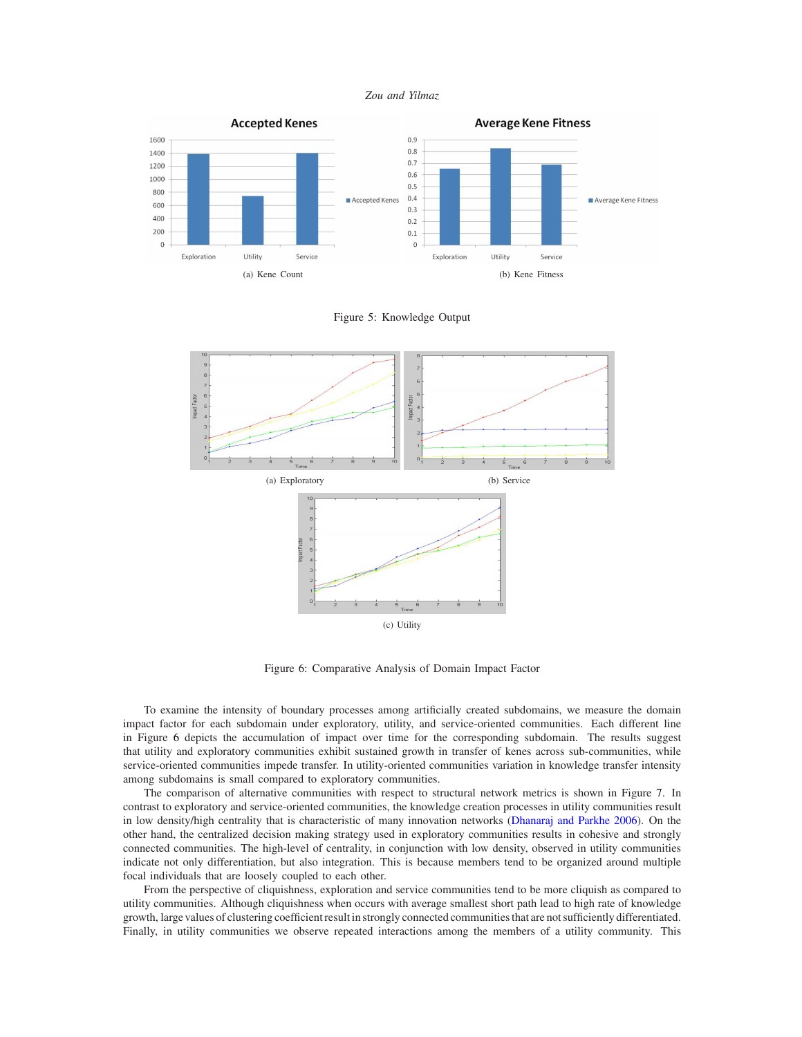Accepted Kenes

1600
1400
1200
1000
800
600
400
200
0

Exploration
Utility
Service

Accepted Kenes

(a) Kene Count

Average Kene Fitness

0.9
0.8
0.7
0.6
0.5
0.4
0.3
0.2
0.1
0

Exploration
Utility
Service

Average Kene Fitness

(b) Kene Fitness

Figure 5: Knowledge Output

Impact Factor
Time

(a) Exploratory

Impact Factor
Time

(b) Service

Impact Factor
Time

(c) Utility

Figure 6: Comparative Analysis of Domain Impact Factor

To examine the intensity of boundary processes among artificially created subdomains, we measure the domain impact factor for each subdomain under exploratory, utility, and service-oriented communities. Each different line in Figure 6 depicts the accumulation of impact over time for the corresponding subdomain. The results suggest that utility and exploratory communities exhibit sustained growth in transfer of kenes across sub-communities, while service-oriented communities impede transfer. In utility-oriented communities variation in knowledge transfer intensity among subdomains is small compared to exploratory communities.

The comparison of alternative communities with respect to structural network metrics is shown in Figure 7. In contrast to exploratory and service-oriented communities, the knowledge creation processes in utility communities result in low density/high centrality that is characteristic of many innovation networks (Dhanaraj and Parkhe 2006). On the other hand, the centralized decision making strategy used in exploratory communities results in cohesive and strongly connected communities. The high-level of centrality, in conjunction with low density, observed in utility communities indicate not only differentiation, but also integration. This is because members tend to be organized around multiple focal individuals that are loosely coupled to each other.

From the perspective of cliquishness, exploration and service communities tend to be more cliquish as compared to utility communities. Although cliquishness when occurs with average smallest short path lead to high rate of knowledge growth, large values of clustering coefficient result in strongly connected communities that are not sufficiently differentiated. Finally, in utility communities we observe repeated interactions among the members of a utility community. This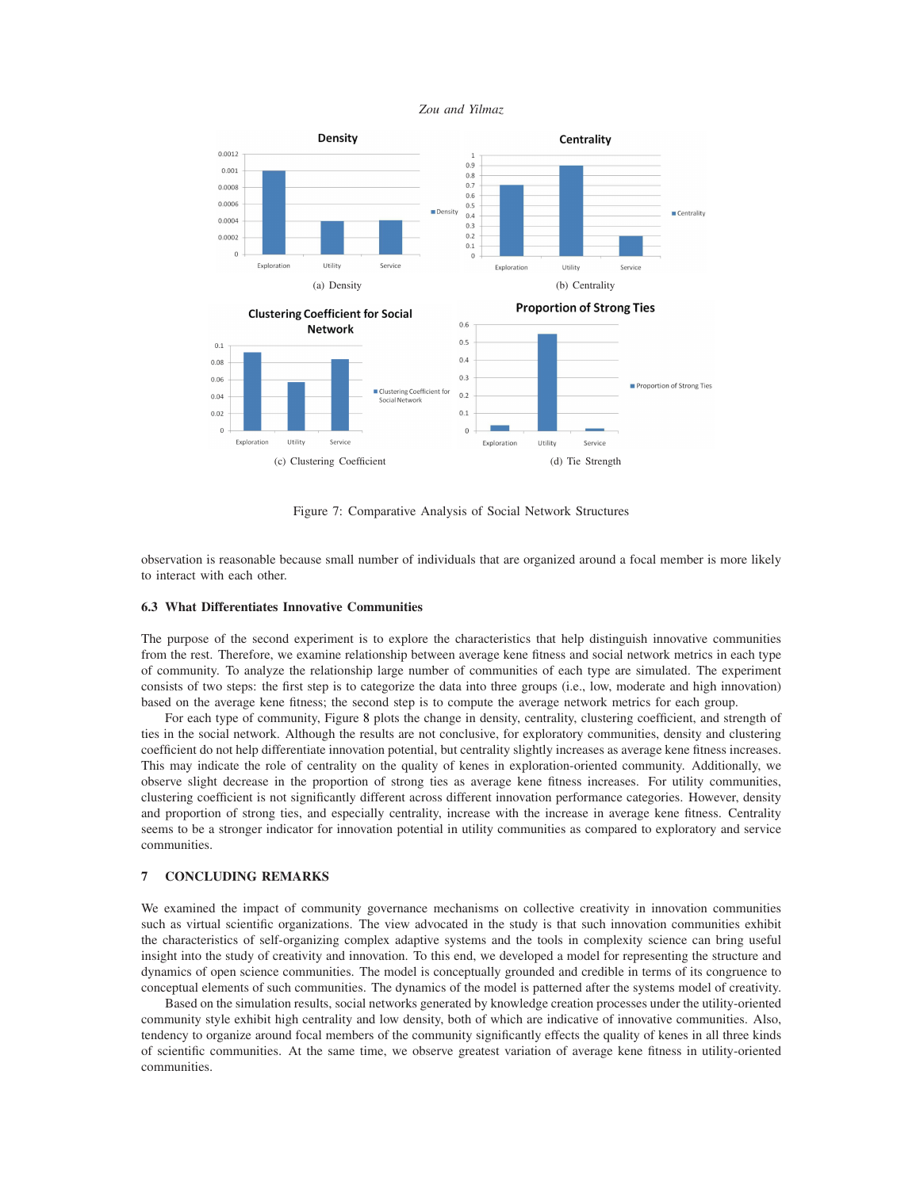Density

0.0012
0.001
0.0008
0.0006
0.0004
0.0002
0

Exploration
Utility
Service

Density

(a) Density

Centrality

1
0.9
0.8
0.7
0.6
0.5
0.4
0.3
0.2
0.1
0

Exploration
Utility
Service

Centrality

(b) Centrality

Clustering Coefficient for Social Network

0.1
0.08
0.06
0.04
0.02
0

Exploration
Utility
Service

Clustering Coefficient for Social Network

(c) Clustering Coefficient

Proportion of Strong Ties

0.6
0.5
0.4
0.3
0.2
0.1
0

Exploration
Utility
Service

Proportion of Strong Ties

(d) Tie Strength

Figure 7: Comparative Analysis of Social Network Structures

observation is reasonable because small number of individuals that are organized around a focal member is more likely to interact with each other.

### 6.3 What Differentiates Innovative Communities

The purpose of the second experiment is to explore the characteristics that help distinguish innovative communities from the rest. Therefore, we examine relationship between average kene fitness and social network metrics in each type of community. To analyze the relationship large number of communities of each type are simulated. The experiment consists of two steps: the first step is to categorize the data into three groups (i.e., low, moderate and high innovation) based on the average kene fitness; the second step is to compute the average network metrics for each group.

For each type of community, Figure 8 plots the change in density, centrality, clustering coefficient, and strength of ties in the social network. Although the results are not conclusive, for exploratory communities, density and clustering coefficient do not help differentiate innovation potential, but centrality slightly increases as average kene fitness increases. This may indicate the role of centrality on the quality of kenes in exploration-oriented community. Additionally, we observe slight decrease in the proportion of strong ties as average kene fitness increases. For utility communities, clustering coefficient is not significantly different across different innovation performance categories. However, density and proportion of strong ties, and especially centrality, increase with the increase in average kene fitness. Centrality seems to be a stronger indicator for innovation potential in utility communities as compared to exploratory and service communities.

## 7 CONCLUDING REMARKS

We examined the impact of community governance mechanisms on collective creativity in innovation communities such as virtual scientific organizations. The view advocated in the study is that such innovation communities exhibit the characteristics of self-organizing complex adaptive systems and the tools in complexity science can bring useful insight into the study of creativity and innovation. To this end, we developed a model for representing the structure and dynamics of open science communities. The model is conceptually grounded and credible in terms of its congruence to conceptual elements of such communities. The dynamics of the model is patterned after the systems model of creativity.

Based on the simulation results, social networks generated by knowledge creation processes under the utility-oriented community style exhibit high centrality and low density, both of which are indicative of innovative communities. Also, tendency to organize around focal members of the community significantly effects the quality of kenes in all three kinds of scientific communities. At the same time, we observe greatest variation of average kene fitness in utility-oriented communities.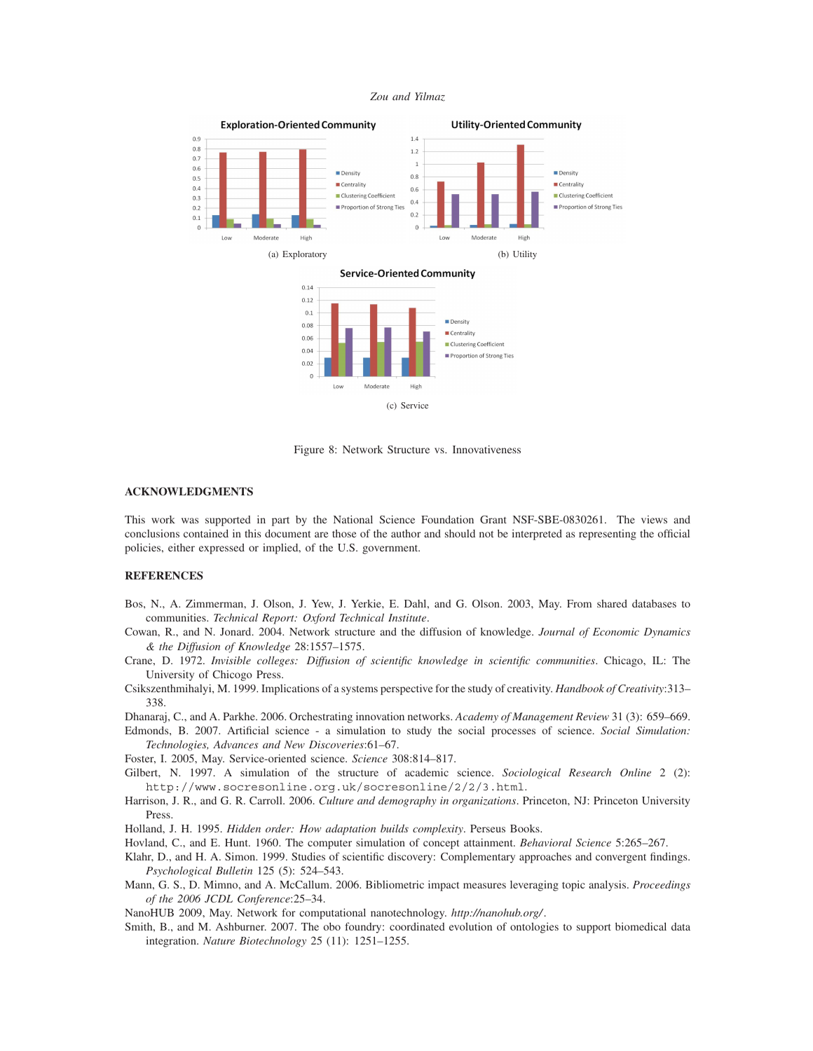Exploration-Oriented Community

0.9
0.8
0.7
0.6
0.5
0.4
0.3
0.2
0.1
0

Low Moderate High

Density
Centrality
Clustering Coefficient
Proportion of Strong Ties

(a) Exploratory

Utility-Oriented Community

1.4
1.2
1
0.8
0.6
0.4
0.2
0

Low Moderate High

Density
Centrality
Clustering Coefficient
Proportion of Strong Ties

(b) Utility

Service-Oriented Community

0.14
0.12
0.1
0.08
0.06
0.04
0.02
0

Low Moderate High

Density
Centrality
Clustering Coefficient
Proportion of Strong Ties

(c) Service

Figure 8: Network Structure vs. Innovativeness

## ACKNOWLEDGMENTS

This work was supported in part by the National Science Foundation Grant NSF-SBE-0830261. The views and conclusions contained in this document are those of the author and should not be interpreted as representing the official policies, either expressed or implied, of the U.S. government.

## REFERENCES

Bos, N., A. Zimmerman, J. Olson, J. Yew, J. Yerkie, E. Dahl, and G. Olson. 2003, May. From shared databases to communities. *Technical Report: Oxford Technical Institute*.

Cowan, R., and N. Jonard. 2004. Network structure and the diffusion of knowledge. *Journal of Economic Dynamics & the Diffusion of Knowledge* 28:1557–1575.

Crane, D. 1972. *Invisible colleges: Diffusion of scientific knowledge in scientific communities*. Chicago, IL: The University of Chicogo Press.

Csikszenthmihalyi, M. 1999. Implications of a systems perspective for the study of creativity. *Handbook of Creativity*:313–338.

Dhanaraj, C., and A. Parkhe. 2006. Orchestrating innovation networks. *Academy of Management Review* 31 (3): 659–669.

Edmonds, B. 2007. Artificial science - a simulation to study the social processes of science. *Social Simulation: Technologies, Advances and New Discoveries*:61–67.

Foster, I. 2005, May. Service-oriented science. *Science* 308:814–817.

Gilbert, N. 1997. A simulation of the structure of academic science. *Sociological Research Online* 2 (2): http://www.socresonline.org.uk/socresonline/2/2/3.html.

Harrison, J. R., and G. R. Carroll. 2006. *Culture and demography in organizations*. Princeton, NJ: Princeton University Press.

Holland, J. H. 1995. *Hidden order: How adaptation builds complexity*. Perseus Books.

Hovland, C., and E. Hunt. 1960. The computer simulation of concept attainment. *Behavioral Science* 5:265–267.

Klahr, D., and H. A. Simon. 1999. Studies of scientific discovery: Complementary approaches and convergent findings. *Psychological Bulletin* 125 (5): 524–543.

Mann, G. S., D. Mimno, and A. McCallum. 2006. Bibliometric impact measures leveraging topic analysis. *Proceedings of the 2006 JCDL Conference*:25–34.

NanoHUB 2009, May. Network for computational nanotechnology. *http://nanohub.org/*.

Smith, B., and M. Ashburner. 2007. The obo foundry: coordinated evolution of ontologies to support biomedical data integration. *Nature Biotechnology* 25 (11): 1251–1255.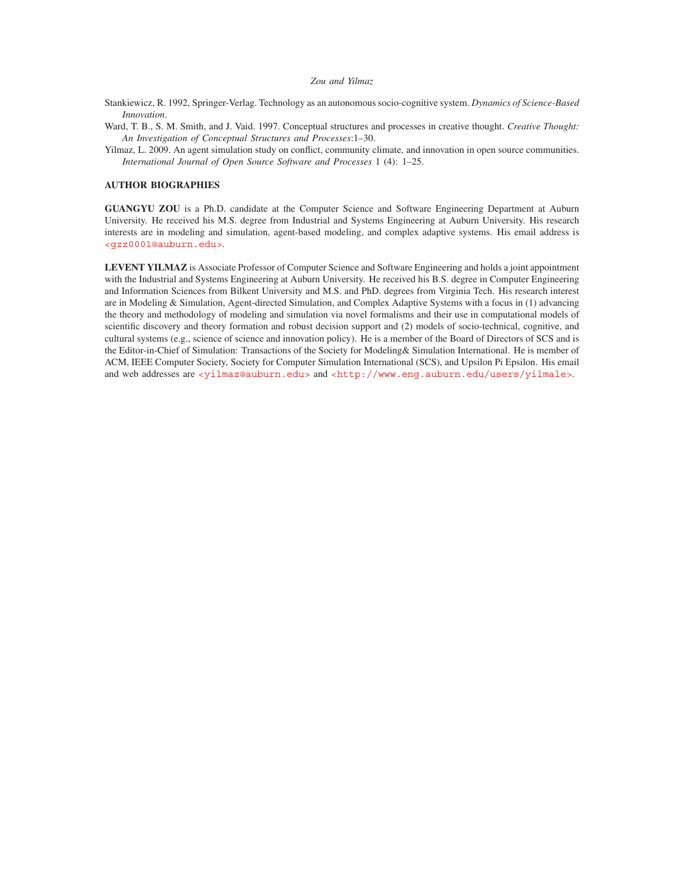Stankiewicz, R. 1992, Springer-Verlag. Technology as an autonomous socio-cognitive system. *Dynamics of Science-Based Innovation*.

Ward, T. B., S. M. Smith, and J. Vaid. 1997. Conceptual structures and processes in creative thought. *Creative Thought: An Investigation of Conceptual Structures and Processes*:1–30.

Yilmaz, L. 2009. An agent simulation study on conflict, community climate, and innovation in open source communities. *International Journal of Open Source Software and Processes* 1 (4): 1–25.

## AUTHOR BIOGRAPHIES

**GUANGYU ZOU** is a Ph.D. candidate at the Computer Science and Software Engineering Department at Auburn University. He received his M.S. degree from Industrial and Systems Engineering at Auburn University. His research interests are in modeling and simulation, agent-based modeling, and complex adaptive systems. His email address is <gzz0001@auburn.edu>.

**LEVENT YILMAZ** is Associate Professor of Computer Science and Software Engineering and holds a joint appointment with the Industrial and Systems Engineering at Auburn University. He received his B.S. degree in Computer Engineering and Information Sciences from Bilkent University and M.S. and PhD. degrees from Virginia Tech. His research interest are in Modeling & Simulation, Agent-directed Simulation, and Complex Adaptive Systems with a focus in (1) advancing the theory and methodology of modeling and simulation via novel formalisms and their use in computational models of scientific discovery and theory formation and robust decision support and (2) models of socio-technical, cognitive, and cultural systems (e.g., science of science and innovation policy). He is a member of the Board of Directors of SCS and is the Editor-in-Chief of Simulation: Transactions of the Society for Modeling& Simulation International. He is member of ACM, IEEE Computer Society, Society for Computer Simulation International (SCS), and Upsilon Pi Epsilon. His email and web addresses are <yilmaz@auburn.edu> and <http://www.eng.auburn.edu/users/yilmale>.